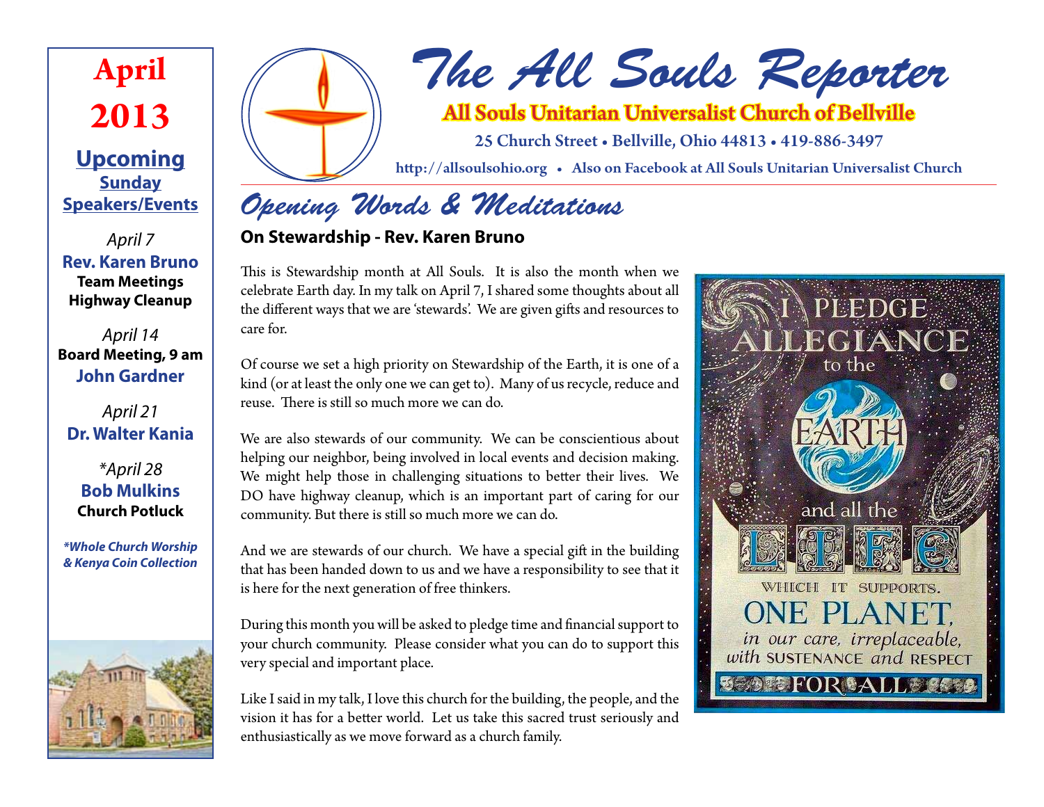# The All Souls Reporter

**All Souls Unitarian Universalist Church of Bellville**

25 Church Street • Bellville, Ohio 44813 • 419-886-3497

http://allsoulsohio.org • Also on Facebook at All Souls Unitarian Universalist Church

**April 2013**

## Upcoming Sunday Speakers/Events

*April 7*
**Rev. Karen Bruno**
**Team Meetings**
**Highway Cleanup**

*April 14*
**Board Meeting, 9 am**
**John Gardner**

*April 21*
**Dr. Walter Kania**

*\*April 28*
**Bob Mulkins**
**Church Potluck**

***Whole Church Worship & Kenya Coin Collection***

## Opening Words & Meditations

### On Stewardship - Rev. Karen Bruno

This is Stewardship month at All Souls. It is also the month when we celebrate Earth day. In my talk on April 7, I shared some thoughts about all the different ways that we are 'stewards'. We are given gifts and resources to care for.

Of course we set a high priority on Stewardship of the Earth, it is one of a kind (or at least the only one we can get to). Many of us recycle, reduce and reuse. There is still so much more we can do.

We are also stewards of our community. We can be conscientious about helping our neighbor, being involved in local events and decision making. We might help those in challenging situations to better their lives. We DO have highway cleanup, which is an important part of caring for our community. But there is still so much more we can do.

And we are stewards of our church. We have a special gift in the building that has been handed down to us and we have a responsibility to see that it is here for the next generation of free thinkers.

During this month you will be asked to pledge time and financial support to your church community. Please consider what you can do to support this very special and important place.

Like I said in my talk, I love this church for the building, the people, and the vision it has for a better world. Let us take this sacred trust seriously and enthusiastically as we move forward as a church family.

I PLEDGE ALLEGIANCE to the EARTH and all the LIFE WHICH IT SUPPORTS. ONE PLANET, in our care, irreplaceable, with SUSTENANCE and RESPECT FOR ALL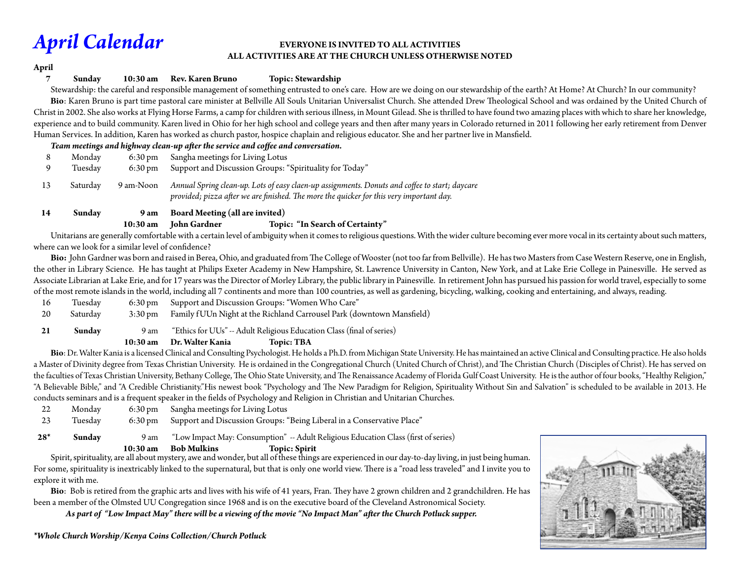# *April Calendar*

**EVERYONE IS INVITED TO ALL ACTIVITIES**
**ALL ACTIVITIES ARE AT THE CHURCH UNLESS OTHERWISE NOTED**

**April**

**7 Sunday 10:30 am Rev. Karen Bruno Topic: Stewardship**

Stewardship: the careful and responsible management of something entrusted to one's care. How are we doing on our stewardship of the earth? At Home? At Church? In our community?

**Bio**: Karen Bruno is part time pastoral care minister at Bellville All Souls Unitarian Universalist Church. She attended Drew Theological School and was ordained by the United Church of Christ in 2002. She also works at Flying Horse Farms, a camp for children with serious illness, in Mount Gilead. She is thrilled to have found two amazing places with which to share her knowledge, experience and to build community. Karen lived in Ohio for her high school and college years and then after many years in Colorado returned in 2011 following her early retirement from Denver Human Services. In addition, Karen has worked as church pastor, hospice chaplain and religious educator. She and her partner live in Mansfield.

***Team meetings and highway clean-up after the service and coffee and conversation.***

8 Monday 6:30 pm Sangha meetings for Living Lotus

9 Tuesday 6:30 pm Support and Discussion Groups: "Spirituality for Today"

13 Saturday 9 am-Noon *Annual Spring clean-up. Lots of easy claen-up assignments. Donuts and coffee to start; daycare provided; pizza after we are finished. The more the quicker for this very important day.*

**14 Sunday 9 am Board Meeting (all are invited)**

**10:30 am John Gardner Topic: "In Search of Certainty"**

Unitarians are generally comfortable with a certain level of ambiguity when it comes to religious questions. With the wider culture becoming ever more vocal in its certainty about such matters, where can we look for a similar level of confidence?

**Bio:** John Gardner was born and raised in Berea, Ohio, and graduated from The College of Wooster (not too far from Bellville). He has two Masters from Case Western Reserve, one in English, the other in Library Science. He has taught at Philips Exeter Academy in New Hampshire, St. Lawrence University in Canton, New York, and at Lake Erie College in Painesville. He served as Associate Librarian at Lake Erie, and for 17 years was the Director of Morley Library, the public library in Painesville. In retirement John has pursued his passion for world travel, especially to some of the most remote islands in the world, including all 7 continents and more than 100 countries, as well as gardening, bicycling, walking, cooking and entertaining, and always, reading.

16 Tuesday 6:30 pm Support and Discussion Groups: "Women Who Care"

20 Saturday 3:30 pm Family fUUn Night at the Richland Carrousel Park (downtown Mansfield)

**21 Sunday** 9 am "Ethics for UUs" -- Adult Religious Education Class (final of series)

**10:30 am Dr. Walter Kania Topic: TBA**

**Bio**: Dr. Walter Kania is a licensed Clinical and Consulting Psychologist. He holds a Ph.D. from Michigan State University. He has maintained an active Clinical and Consulting practice. He also holds a Master of Divinity degree from Texas Christian University. He is ordained in the Congregational Church (United Church of Christ), and The Christian Church (Disciples of Christ). He has served on the faculties of Texas Christian University, Bethany College, The Ohio State University, and The Renaissance Academy of Florida Gulf Coast University. He is the author of four books, "Healthy Religion," "A Believable Bible," and "A Credible Christianity."His newest book "Psychology and The New Paradigm for Religion, Spirituality Without Sin and Salvation" is scheduled to be available in 2013. He conducts seminars and is a frequent speaker in the fields of Psychology and Religion in Christian and Unitarian Churches.

22 Monday 6:30 pm Sangha meetings for Living Lotus

23 Tuesday 6:30 pm Support and Discussion Groups: "Being Liberal in a Conservative Place"

**28\* Sunday** 9 am "Low Impact May: Consumption" -- Adult Religious Education Class (first of series)

**10:30 am Bob Mulkins Topic: Spirit**

Spirit, spirituality, are all about mystery, awe and wonder, but all of these things are experienced in our day-to-day living, in just being human. For some, spirituality is inextricably linked to the supernatural, but that is only one world view. There is a "road less traveled" and I invite you to explore it with me.

**Bio**: Bob is retired from the graphic arts and lives with his wife of 41 years, Fran. They have 2 grown children and 2 grandchildren. He has been a member of the Olmsted UU Congregation since 1968 and is on the executive board of the Cleveland Astronomical Society.

***As part of "Low Impact May" there will be a viewing of the movie "No Impact Man" after the Church Potluck supper.***

***\*Whole Church Worship/Kenya Coins Collection/Church Potluck***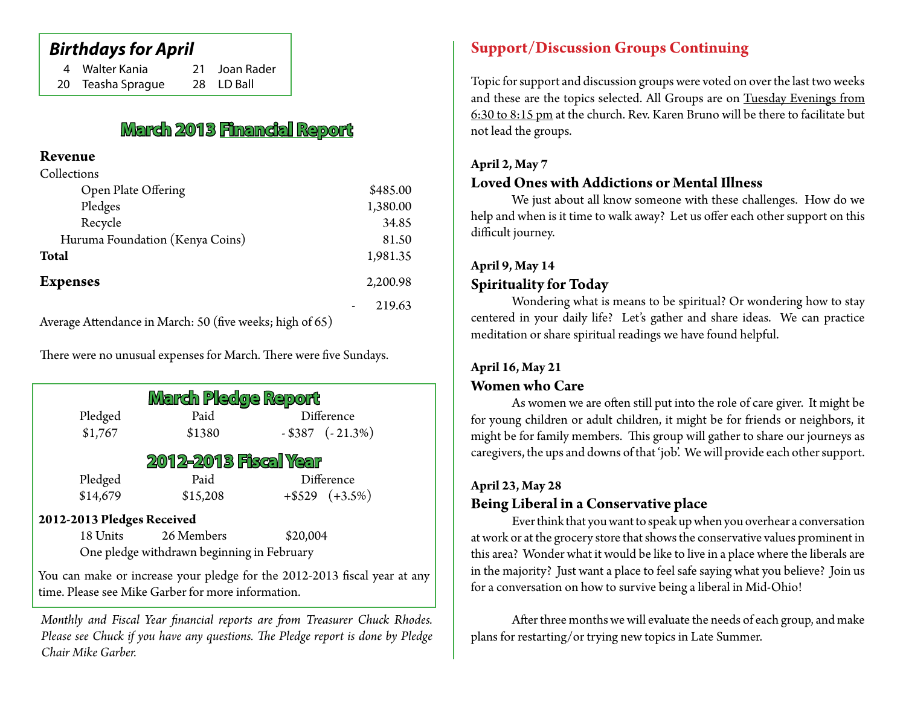## Birthdays for April

| | | | |
|---|---|---|---|
| 4 | Walter Kania | 21 | Joan Rader |
| 20 | Teasha Sprague | 28 | LD Ball |

## March 2013 Financial Report

**Revenue**

| | |
|---|---|
| Collections | |
| Open Plate Offering | $485.00 |
| Pledges | 1,380.00 |
| Recycle | 34.85 |
| Huruma Foundation (Kenya Coins) | 81.50 |
| **Total** | 1,981.35 |
| **Expenses** | 2,200.98 |
| | - 219.63 |

Average Attendance in March: 50 (five weeks; high of 65)

There were no unusual expenses for March. There were five Sundays.

## March Pledge Report

| Pledged | Paid | Difference |
|---|---|---|
| $1,767 | $1380 | - $387 (- 21.3%) |

## 2012-2013 Fiscal Year

| Pledged | Paid | Difference |
|---|---|---|
| $14,679 | $15,208 | +$529 (+3.5%) |

**2012-2013 Pledges Received**

18 Units 26 Members $20,004

One pledge withdrawn beginning in February

You can make or increase your pledge for the 2012-2013 fiscal year at any time. Please see Mike Garber for more information.

*Monthly and Fiscal Year financial reports are from Treasurer Chuck Rhodes. Please see Chuck if you have any questions. The Pledge report is done by Pledge Chair Mike Garber.*

## Support/Discussion Groups Continuing

Topic for support and discussion groups were voted on over the last two weeks and these are the topics selected. All Groups are on Tuesday Evenings from 6:30 to 8:15 pm at the church. Rev. Karen Bruno will be there to facilitate but not lead the groups.

**April 2, May 7**

### Loved Ones with Addictions or Mental Illness

We just about all know someone with these challenges. How do we help and when is it time to walk away? Let us offer each other support on this difficult journey.

**April 9, May 14**

### Spirituality for Today

Wondering what is means to be spiritual? Or wondering how to stay centered in your daily life? Let's gather and share ideas. We can practice meditation or share spiritual readings we have found helpful.

**April 16, May 21**

### Women who Care

As women we are often still put into the role of care giver. It might be for young children or adult children, it might be for friends or neighbors, it might be for family members. This group will gather to share our journeys as caregivers, the ups and downs of that 'job'. We will provide each other support.

**April 23, May 28**

### Being Liberal in a Conservative place

Ever think that you want to speak up when you overhear a conversation at work or at the grocery store that shows the conservative values prominent in this area? Wonder what it would be like to live in a place where the liberals are in the majority? Just want a place to feel safe saying what you believe? Join us for a conversation on how to survive being a liberal in Mid-Ohio!

After three months we will evaluate the needs of each group, and make plans for restarting/or trying new topics in Late Summer.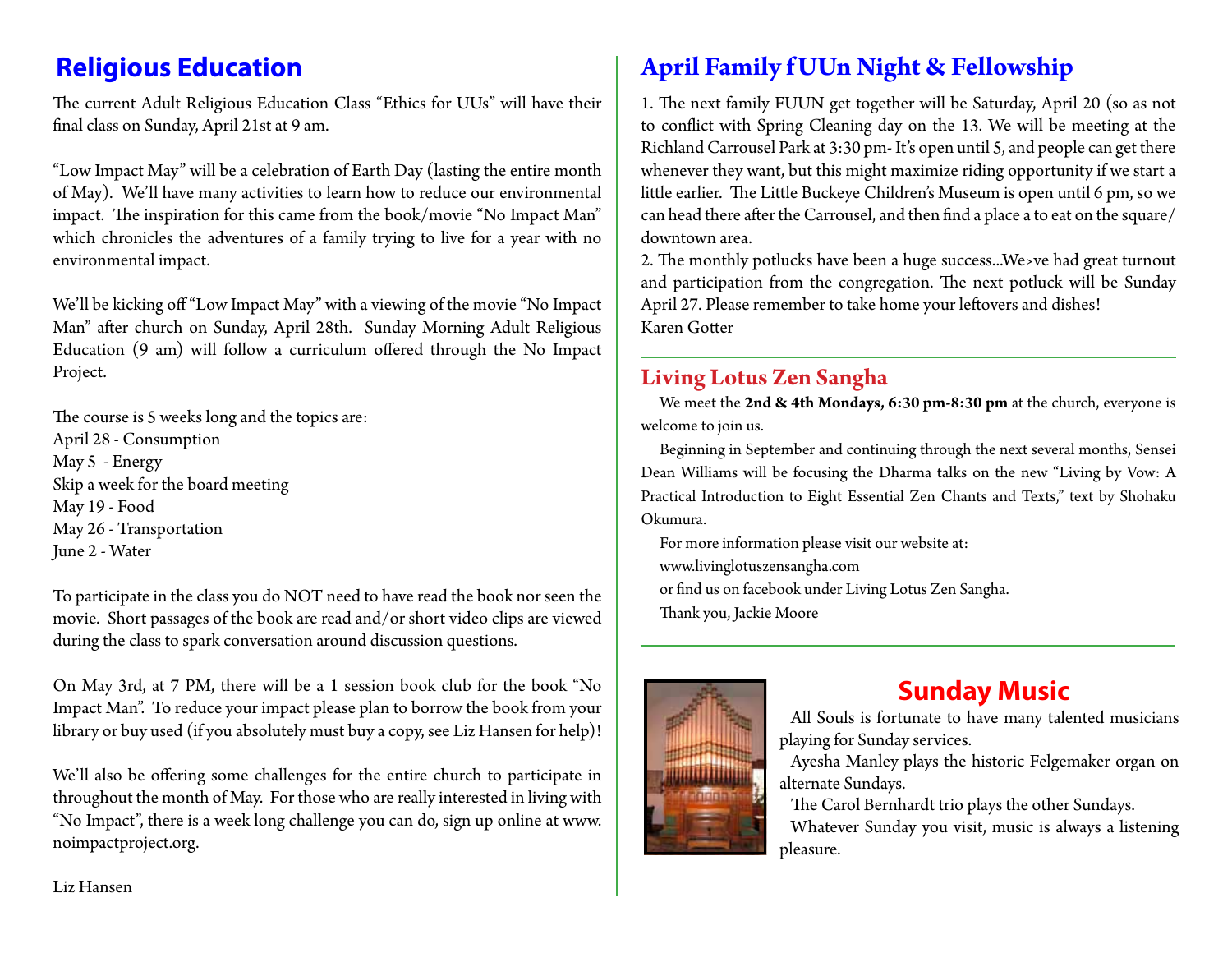## Religious Education

The current Adult Religious Education Class "Ethics for UUs" will have their final class on Sunday, April 21st at 9 am.

"Low Impact May" will be a celebration of Earth Day (lasting the entire month of May). We'll have many activities to learn how to reduce our environmental impact. The inspiration for this came from the book/movie "No Impact Man" which chronicles the adventures of a family trying to live for a year with no environmental impact.

We'll be kicking off "Low Impact May" with a viewing of the movie "No Impact Man" after church on Sunday, April 28th. Sunday Morning Adult Religious Education (9 am) will follow a curriculum offered through the No Impact Project.

The course is 5 weeks long and the topics are:
April 28 - Consumption
May 5 - Energy
Skip a week for the board meeting
May 19 - Food
May 26 - Transportation
June 2 - Water

To participate in the class you do NOT need to have read the book nor seen the movie. Short passages of the book are read and/or short video clips are viewed during the class to spark conversation around discussion questions.

On May 3rd, at 7 PM, there will be a 1 session book club for the book "No Impact Man". To reduce your impact please plan to borrow the book from your library or buy used (if you absolutely must buy a copy, see Liz Hansen for help)!

We'll also be offering some challenges for the entire church to participate in throughout the month of May. For those who are really interested in living with "No Impact", there is a week long challenge you can do, sign up online at www.noimpactproject.org.

Liz Hansen

## April Family fUUn Night & Fellowship

1. The next family FUUN get together will be Saturday, April 20 (so as not to conflict with Spring Cleaning day on the 13. We will be meeting at the Richland Carrousel Park at 3:30 pm- It's open until 5, and people can get there whenever they want, but this might maximize riding opportunity if we start a little earlier. The Little Buckeye Children's Museum is open until 6 pm, so we can head there after the Carrousel, and then find a place a to eat on the square/downtown area.
2. The monthly potlucks have been a huge success...We>ve had great turnout and participation from the congregation. The next potluck will be Sunday April 27. Please remember to take home your leftovers and dishes!
Karen Gotter

## Living Lotus Zen Sangha

We meet the **2nd & 4th Mondays, 6:30 pm-8:30 pm** at the church, everyone is welcome to join us.

Beginning in September and continuing through the next several months, Sensei Dean Williams will be focusing the Dharma talks on the new "Living by Vow: A Practical Introduction to Eight Essential Zen Chants and Texts," text by Shohaku Okumura.

For more information please visit our website at:
www.livinglotuszensangha.com
or find us on facebook under Living Lotus Zen Sangha.
Thank you, Jackie Moore

## Sunday Music

All Souls is fortunate to have many talented musicians playing for Sunday services.

Ayesha Manley plays the historic Felgemaker organ on alternate Sundays.

The Carol Bernhardt trio plays the other Sundays.

Whatever Sunday you visit, music is always a listening pleasure.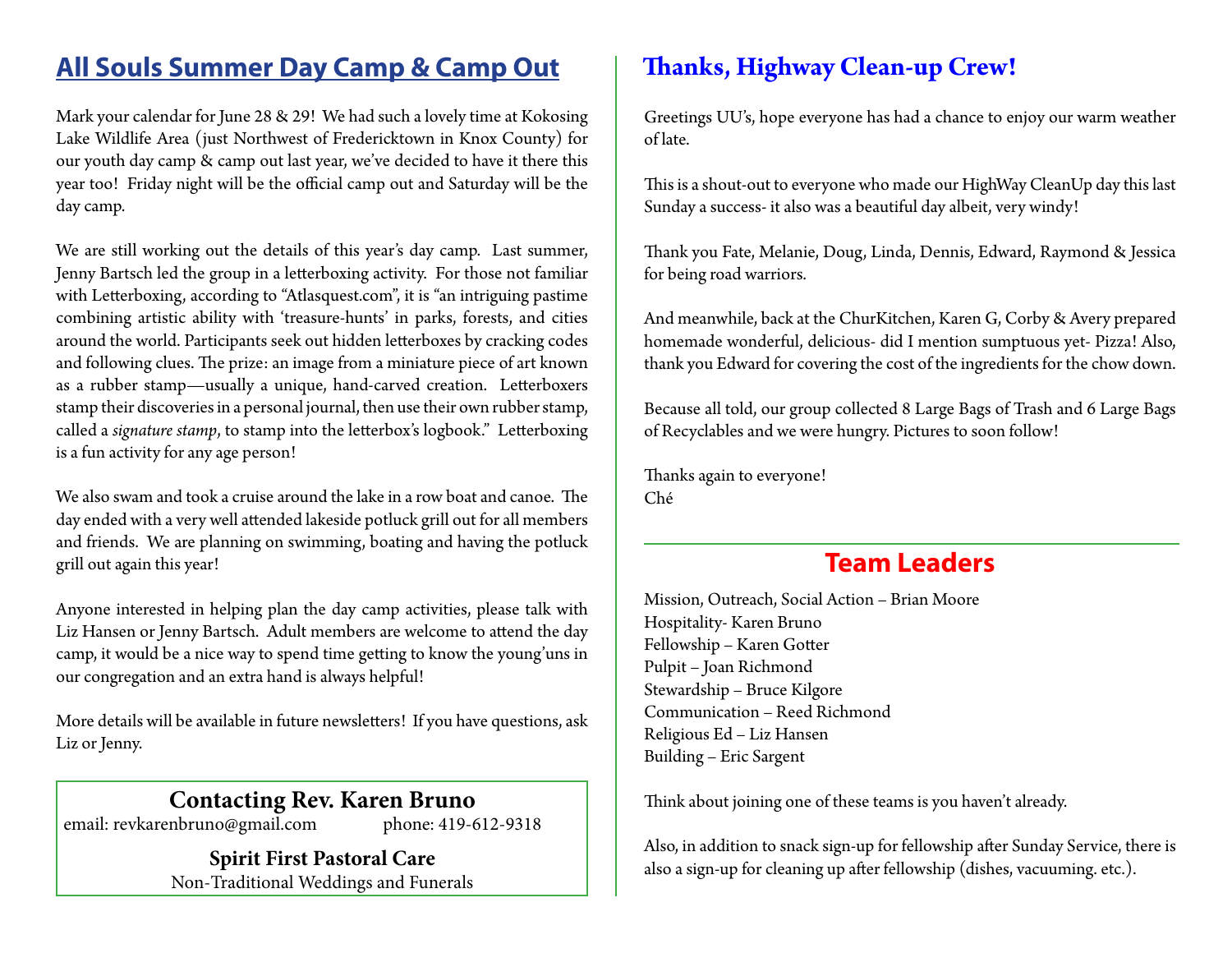## All Souls Summer Day Camp & Camp Out

Mark your calendar for June 28 & 29! We had such a lovely time at Kokosing Lake Wildlife Area (just Northwest of Fredericktown in Knox County) for our youth day camp & camp out last year, we've decided to have it there this year too! Friday night will be the official camp out and Saturday will be the day camp.

We are still working out the details of this year's day camp. Last summer, Jenny Bartsch led the group in a letterboxing activity. For those not familiar with Letterboxing, according to "Atlasquest.com", it is "an intriguing pastime combining artistic ability with 'treasure-hunts' in parks, forests, and cities around the world. Participants seek out hidden letterboxes by cracking codes and following clues. The prize: an image from a miniature piece of art known as a rubber stamp—usually a unique, hand-carved creation. Letterboxers stamp their discoveries in a personal journal, then use their own rubber stamp, called a *signature stamp*, to stamp into the letterbox's logbook." Letterboxing is a fun activity for any age person!

We also swam and took a cruise around the lake in a row boat and canoe. The day ended with a very well attended lakeside potluck grill out for all members and friends. We are planning on swimming, boating and having the potluck grill out again this year!

Anyone interested in helping plan the day camp activities, please talk with Liz Hansen or Jenny Bartsch. Adult members are welcome to attend the day camp, it would be a nice way to spend time getting to know the young'uns in our congregation and an extra hand is always helpful!

More details will be available in future newsletters! If you have questions, ask Liz or Jenny.

**Contacting Rev. Karen Bruno**

email: revkarenbruno@gmail.com phone: 419-612-9318

**Spirit First Pastoral Care**

Non-Traditional Weddings and Funerals

## Thanks, Highway Clean-up Crew!

Greetings UU's, hope everyone has had a chance to enjoy our warm weather of late.

This is a shout-out to everyone who made our HighWay CleanUp day this last Sunday a success- it also was a beautiful day albeit, very windy!

Thank you Fate, Melanie, Doug, Linda, Dennis, Edward, Raymond & Jessica for being road warriors.

And meanwhile, back at the ChurKitchen, Karen G, Corby & Avery prepared homemade wonderful, delicious- did I mention sumptuous yet- Pizza! Also, thank you Edward for covering the cost of the ingredients for the chow down.

Because all told, our group collected 8 Large Bags of Trash and 6 Large Bags of Recyclables and we were hungry. Pictures to soon follow!

Thanks again to everyone!
Ché

## Team Leaders

Mission, Outreach, Social Action – Brian Moore
Hospitality- Karen Bruno
Fellowship – Karen Gotter
Pulpit – Joan Richmond
Stewardship – Bruce Kilgore
Communication – Reed Richmond
Religious Ed – Liz Hansen
Building – Eric Sargent

Think about joining one of these teams is you haven't already.

Also, in addition to snack sign-up for fellowship after Sunday Service, there is also a sign-up for cleaning up after fellowship (dishes, vacuuming. etc.).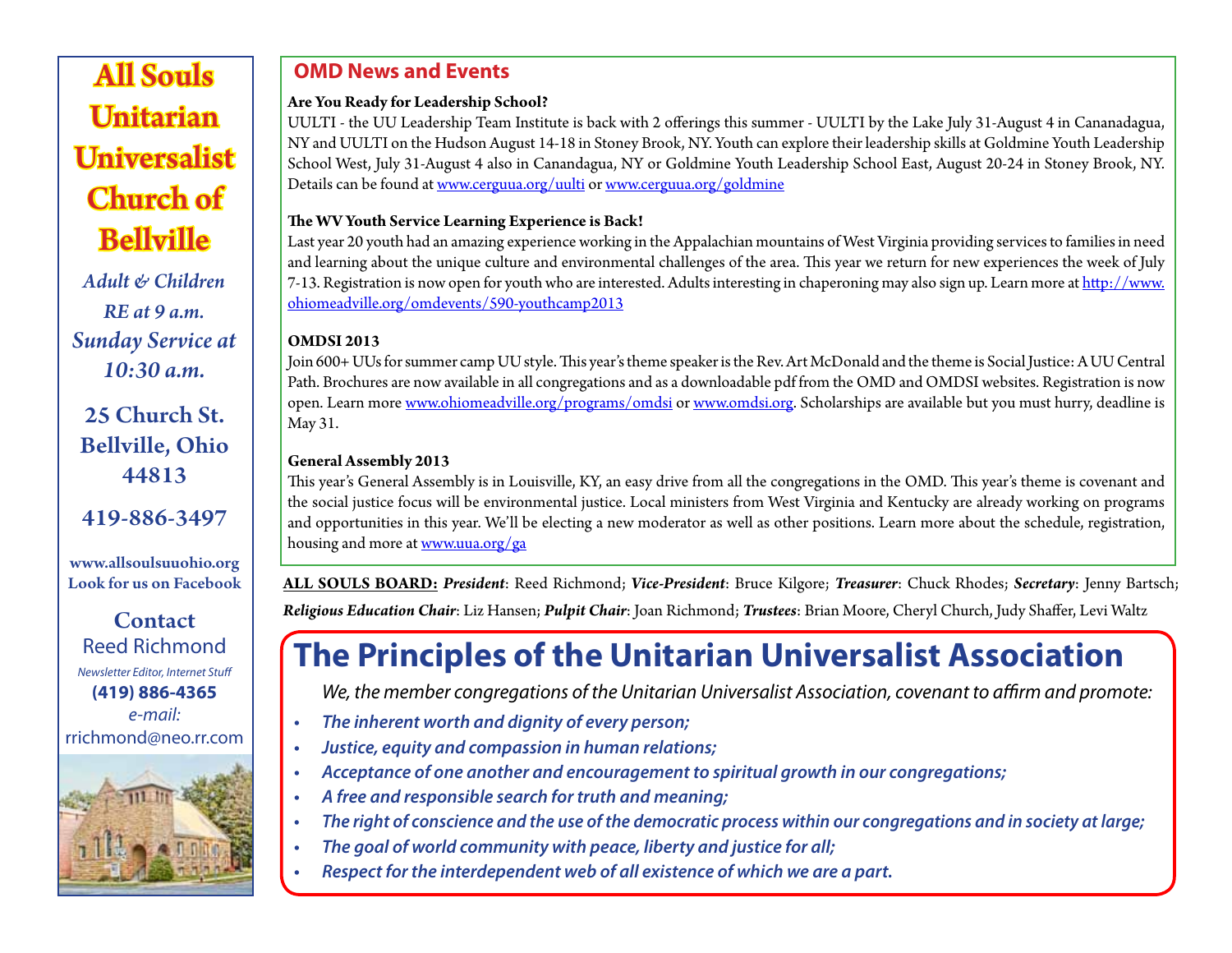# All Souls Unitarian Universalist Church of Bellville

*Adult & Children RE at 9 a.m.*
*Sunday Service at 10:30 a.m.*

**25 Church St.**
**Bellville, Ohio 44813**

**419-886-3497**

**www.allsoulsuuohio.org**
**Look for us on Facebook**

**Contact**
Reed Richmond
*Newsletter Editor, Internet Stuff*
**(419) 886-4365**
*e-mail:*
rrichmond@neo.rr.com

## OMD News and Events

**Are You Ready for Leadership School?**

UULTI - the UU Leadership Team Institute is back with 2 offerings this summer - UULTI by the Lake July 31-August 4 in Cananadagua, NY and UULTI on the Hudson August 14-18 in Stoney Brook, NY. Youth can explore their leadership skills at Goldmine Youth Leadership School West, July 31-August 4 also in Canandagua, NY or Goldmine Youth Leadership School East, August 20-24 in Stoney Brook, NY. Details can be found at www.cerguua.org/uulti or www.cerguua.org/goldmine

**The WV Youth Service Learning Experience is Back!**

Last year 20 youth had an amazing experience working in the Appalachian mountains of West Virginia providing services to families in need and learning about the unique culture and environmental challenges of the area. This year we return for new experiences the week of July 7-13. Registration is now open for youth who are interested. Adults interesting in chaperoning may also sign up. Learn more at http://www.ohiomeadville.org/omdevents/590-youthcamp2013

**OMDSI 2013**

Join 600+ UUs for summer camp UU style. This year's theme speaker is the Rev. Art McDonald and the theme is Social Justice: A UU Central Path. Brochures are now available in all congregations and as a downloadable pdf from the OMD and OMDSI websites. Registration is now open. Learn more www.ohiomeadville.org/programs/omdsi or www.omdsi.org. Scholarships are available but you must hurry, deadline is May 31.

**General Assembly 2013**

This year's General Assembly is in Louisville, KY, an easy drive from all the congregations in the OMD. This year's theme is covenant and the social justice focus will be environmental justice. Local ministers from West Virginia and Kentucky are already working on programs and opportunities in this year. We'll be electing a new moderator as well as other positions. Learn more about the schedule, registration, housing and more at www.uua.org/ga

**ALL SOULS BOARD:** ***President***: Reed Richmond; ***Vice-President***: Bruce Kilgore; ***Treasurer***: Chuck Rhodes; ***Secretary***: Jenny Bartsch; ***Religious Education Chair***: Liz Hansen; ***Pulpit Chair***: Joan Richmond; ***Trustees***: Brian Moore, Cheryl Church, Judy Shaffer, Levi Waltz

## The Principles of the Unitarian Universalist Association

*We, the member congregations of the Unitarian Universalist Association, covenant to affirm and promote:*

- ***The inherent worth and dignity of every person;***
- ***Justice, equity and compassion in human relations;***
- ***Acceptance of one another and encouragement to spiritual growth in our congregations;***
- ***A free and responsible search for truth and meaning;***
- ***The right of conscience and the use of the democratic process within our congregations and in society at large;***
- ***The goal of world community with peace, liberty and justice for all;***
- ***Respect for the interdependent web of all existence of which we are a part.***